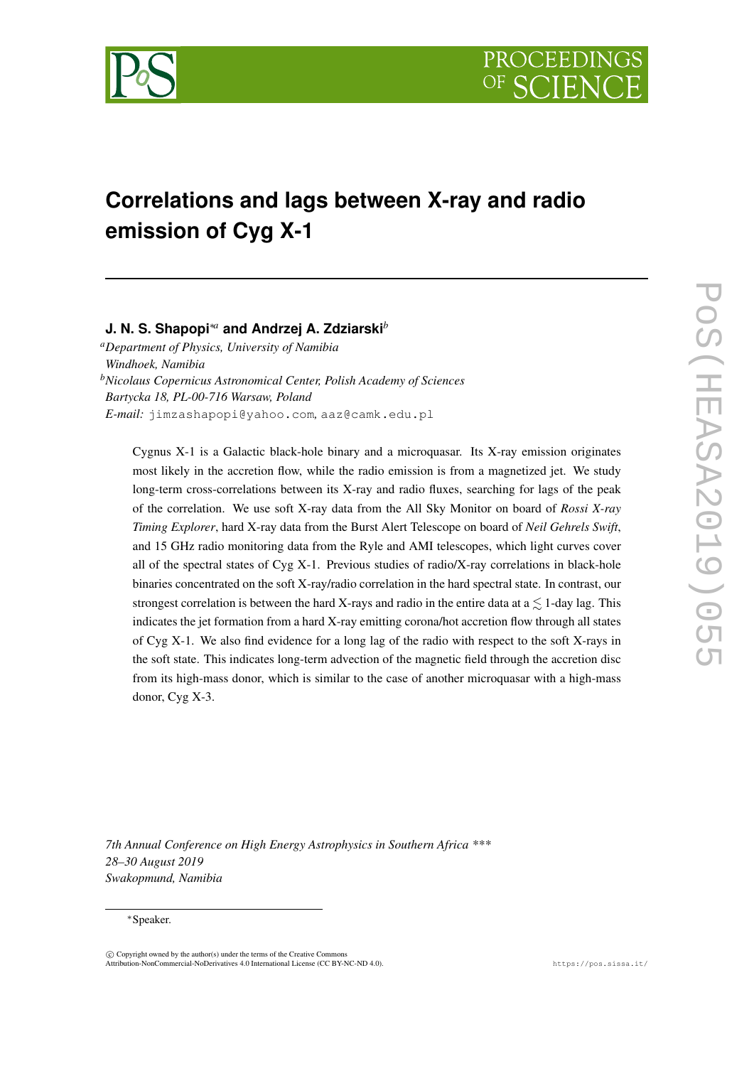# Correlations and lags between X-ray and radio emission of Cyg X-1

**J. N. S. Shapopi**[*a] **and Andrzej A. Zdziarski**[b]

[a]*Department of Physics, University of Namibia*
*Windhoek, Namibia*
[b]*Nicolaus Copernicus Astronomical Center, Polish Academy of Sciences*
*Bartycka 18, PL-00-716 Warsaw, Poland*
*E-mail:* jimzashapopi@yahoo.com, aaz@camk.edu.pl

Cygnus X-1 is a Galactic black-hole binary and a microquasar. Its X-ray emission originates most likely in the accretion flow, while the radio emission is from a magnetized jet. We study long-term cross-correlations between its X-ray and radio fluxes, searching for lags of the peak of the correlation. We use soft X-ray data from the All Sky Monitor on board of *Rossi X-ray Timing Explorer*, hard X-ray data from the Burst Alert Telescope on board of *Neil Gehrels Swift*, and 15 GHz radio monitoring data from the Ryle and AMI telescopes, which light curves cover all of the spectral states of Cyg X-1. Previous studies of radio/X-ray correlations in black-hole binaries concentrated on the soft X-ray/radio correlation in the hard spectral state. In contrast, our strongest correlation is between the hard X-rays and radio in the entire data at a $\lesssim$ 1-day lag. This indicates the jet formation from a hard X-ray emitting corona/hot accretion flow through all states of Cyg X-1. We also find evidence for a long lag of the radio with respect to the soft X-rays in the soft state. This indicates long-term advection of the magnetic field through the accretion disc from its high-mass donor, which is similar to the case of another microquasar with a high-mass donor, Cyg X-3.

*7th Annual Conference on High Energy Astrophysics in Southern Africa \*\*\**
*28–30 August 2019*
*Swakopmund, Namibia*

*Speaker.

© Copyright owned by the author(s) under the terms of the Creative Commons Attribution-NonCommercial-NoDerivatives 4.0 International License (CC BY-NC-ND 4.0).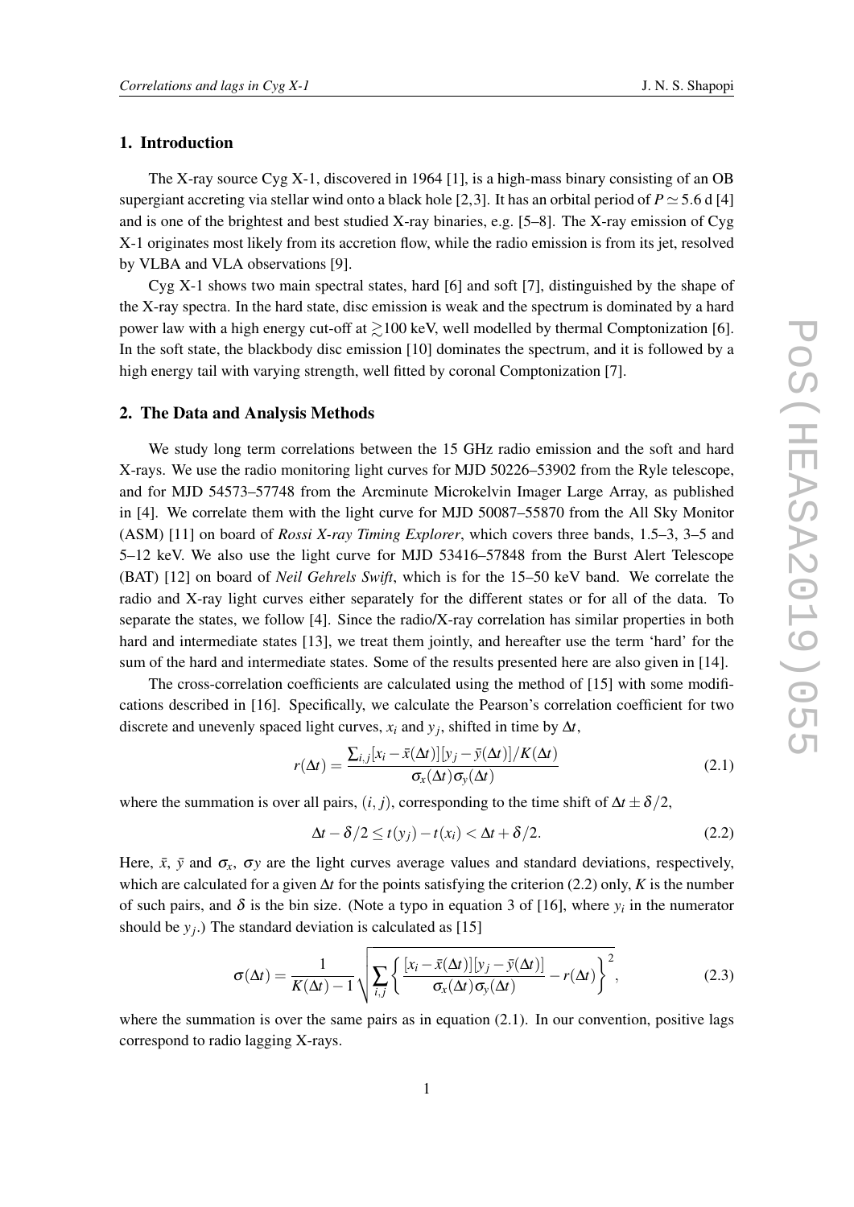## 1. Introduction

The X-ray source Cyg X-1, discovered in 1964 [1], is a high-mass binary consisting of an OB supergiant accreting via stellar wind onto a black hole [2,3]. It has an orbital period of $P \simeq 5.6$ d [4] and is one of the brightest and best studied X-ray binaries, e.g. [5–8]. The X-ray emission of Cyg X-1 originates most likely from its accretion flow, while the radio emission is from its jet, resolved by VLBA and VLA observations [9].

Cyg X-1 shows two main spectral states, hard [6] and soft [7], distinguished by the shape of the X-ray spectra. In the hard state, disc emission is weak and the spectrum is dominated by a hard power law with a high energy cut-off at $\gtrsim$100 keV, well modelled by thermal Comptonization [6]. In the soft state, the blackbody disc emission [10] dominates the spectrum, and it is followed by a high energy tail with varying strength, well fitted by coronal Comptonization [7].

## 2. The Data and Analysis Methods

We study long term correlations between the 15 GHz radio emission and the soft and hard X-rays. We use the radio monitoring light curves for MJD 50226–53902 from the Ryle telescope, and for MJD 54573–57748 from the Arcminute Microkelvin Imager Large Array, as published in [4]. We correlate them with the light curve for MJD 50087–55870 from the All Sky Monitor (ASM) [11] on board of *Rossi X-ray Timing Explorer*, which covers three bands, 1.5–3, 3–5 and 5–12 keV. We also use the light curve for MJD 53416–57848 from the Burst Alert Telescope (BAT) [12] on board of *Neil Gehrels Swift*, which is for the 15–50 keV band. We correlate the radio and X-ray light curves either separately for the different states or for all of the data. To separate the states, we follow [4]. Since the radio/X-ray correlation has similar properties in both hard and intermediate states [13], we treat them jointly, and hereafter use the term 'hard' for the sum of the hard and intermediate states. Some of the results presented here are also given in [14].

The cross-correlation coefficients are calculated using the method of [15] with some modifications described in [16]. Specifically, we calculate the Pearson's correlation coefficient for two discrete and unevenly spaced light curves, $x_i$ and $y_j$, shifted in time by $\Delta t$,

$$r(\Delta t) = \frac{\sum_{i,j}[x_i - \bar{x}(\Delta t)][y_j - \bar{y}(\Delta t)]/K(\Delta t)}{\sigma_x(\Delta t)\sigma_y(\Delta t)} \tag{2.1}$$

where the summation is over all pairs, $(i, j)$, corresponding to the time shift of $\Delta t \pm \delta/2$,

$$\Delta t - \delta/2 \leq t(y_j) - t(x_i) < \Delta t + \delta/2. \tag{2.2}$$

Here, $\bar{x}$, $\bar{y}$ and $\sigma_x$, $\sigma y$ are the light curves average values and standard deviations, respectively, which are calculated for a given $\Delta t$ for the points satisfying the criterion (2.2) only, $K$ is the number of such pairs, and $\delta$ is the bin size. (Note a typo in equation 3 of [16], where $y_i$ in the numerator should be $y_j$.) The standard deviation is calculated as [15]

$$\sigma(\Delta t) = \frac{1}{K(\Delta t) - 1}\sqrt{\sum_{i,j}\left\{\frac{[x_i - \bar{x}(\Delta t)][y_j - \bar{y}(\Delta t)]}{\sigma_x(\Delta t)\sigma_y(\Delta t)} - r(\Delta t)\right\}^2}, \tag{2.3}$$

where the summation is over the same pairs as in equation (2.1). In our convention, positive lags correspond to radio lagging X-rays.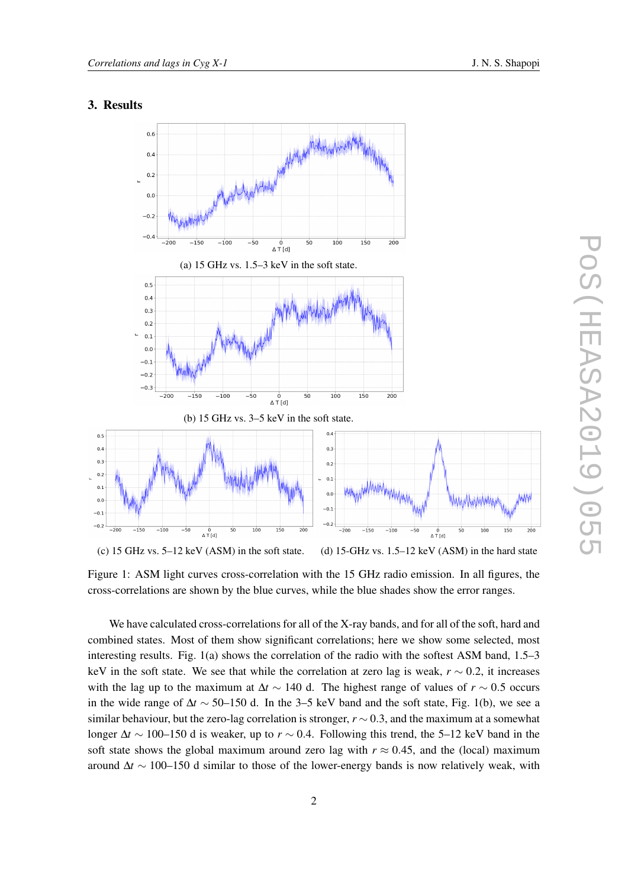## 3. Results

(a) 15 GHz vs. 1.5–3 keV in the soft state.

(b) 15 GHz vs. 3–5 keV in the soft state.

(c) 15 GHz vs. 5–12 keV (ASM) in the soft state.

(d) 15-GHz vs. 1.5–12 keV (ASM) in the hard state

Figure 1: ASM light curves cross-correlation with the 15 GHz radio emission. In all figures, the cross-correlations are shown by the blue curves, while the blue shades show the error ranges.

We have calculated cross-correlations for all of the X-ray bands, and for all of the soft, hard and combined states. Most of them show significant correlations; here we show some selected, most interesting results. Fig. 1(a) shows the correlation of the radio with the softest ASM band, 1.5–3 keV in the soft state. We see that while the correlation at zero lag is weak, $r \sim 0.2$, it increases with the lag up to the maximum at $\Delta t \sim 140$ d. The highest range of values of $r \sim 0.5$ occurs in the wide range of $\Delta t \sim 50$–150 d. In the 3–5 keV band and the soft state, Fig. 1(b), we see a similar behaviour, but the zero-lag correlation is stronger, $r \sim 0.3$, and the maximum at a somewhat longer $\Delta t \sim 100$–150 d is weaker, up to $r \sim 0.4$. Following this trend, the 5–12 keV band in the soft state shows the global maximum around zero lag with $r \approx 0.45$, and the (local) maximum around $\Delta t \sim 100$–150 d similar to those of the lower-energy bands is now relatively weak, with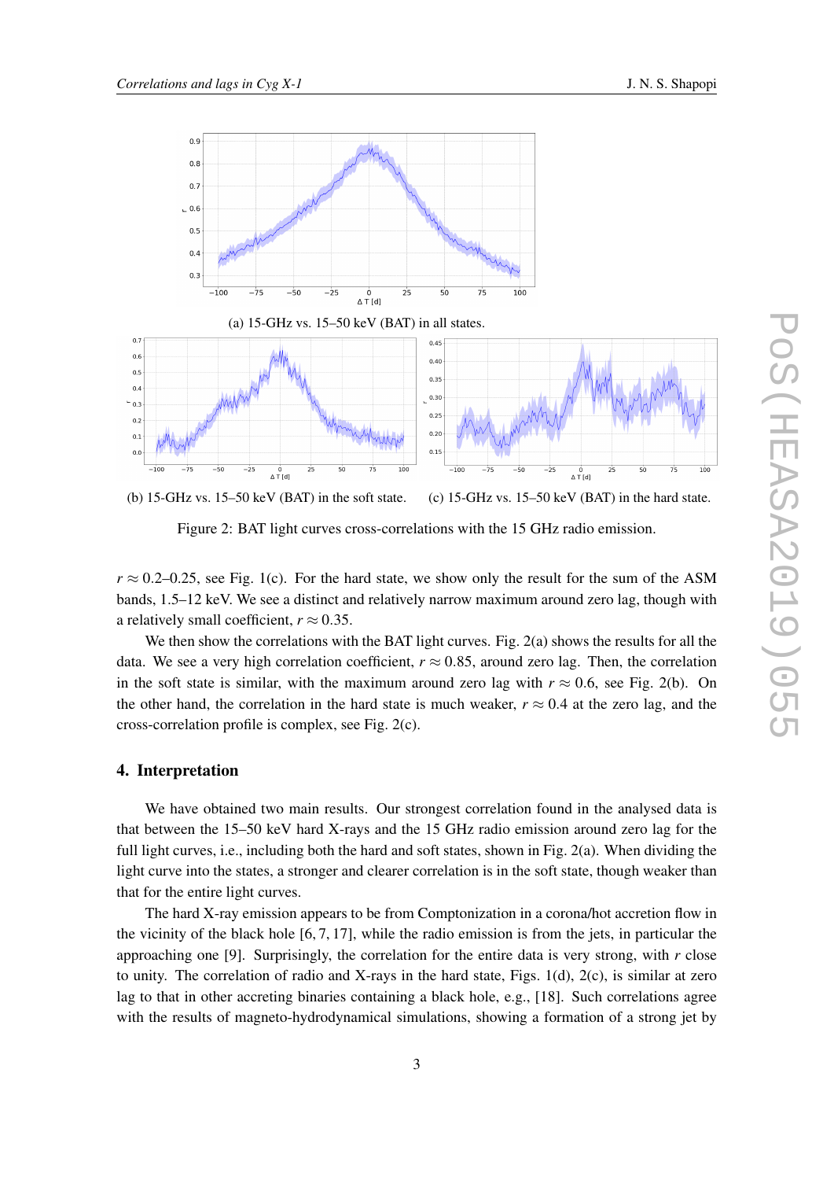(a) 15-GHz vs. 15–50 keV (BAT) in all states.

(b) 15-GHz vs. 15–50 keV (BAT) in the soft state.

(c) 15-GHz vs. 15–50 keV (BAT) in the hard state.

Figure 2: BAT light curves cross-correlations with the 15 GHz radio emission.

$r \approx 0.2$–$0.25$, see Fig. 1(c). For the hard state, we show only the result for the sum of the ASM bands, 1.5–12 keV. We see a distinct and relatively narrow maximum around zero lag, though with a relatively small coefficient, $r \approx 0.35$.

We then show the correlations with the BAT light curves. Fig. 2(a) shows the results for all the data. We see a very high correlation coefficient, $r \approx 0.85$, around zero lag. Then, the correlation in the soft state is similar, with the maximum around zero lag with $r \approx 0.6$, see Fig. 2(b). On the other hand, the correlation in the hard state is much weaker, $r \approx 0.4$ at the zero lag, and the cross-correlation profile is complex, see Fig. 2(c).

## 4. Interpretation

We have obtained two main results. Our strongest correlation found in the analysed data is that between the 15–50 keV hard X-rays and the 15 GHz radio emission around zero lag for the full light curves, i.e., including both the hard and soft states, shown in Fig. 2(a). When dividing the light curve into the states, a stronger and clearer correlation is in the soft state, though weaker than that for the entire light curves.

The hard X-ray emission appears to be from Comptonization in a corona/hot accretion flow in the vicinity of the black hole [6, 7, 17], while the radio emission is from the jets, in particular the approaching one [9]. Surprisingly, the correlation for the entire data is very strong, with $r$ close to unity. The correlation of radio and X-rays in the hard state, Figs. 1(d), 2(c), is similar at zero lag to that in other accreting binaries containing a black hole, e.g., [18]. Such correlations agree with the results of magneto-hydrodynamical simulations, showing a formation of a strong jet by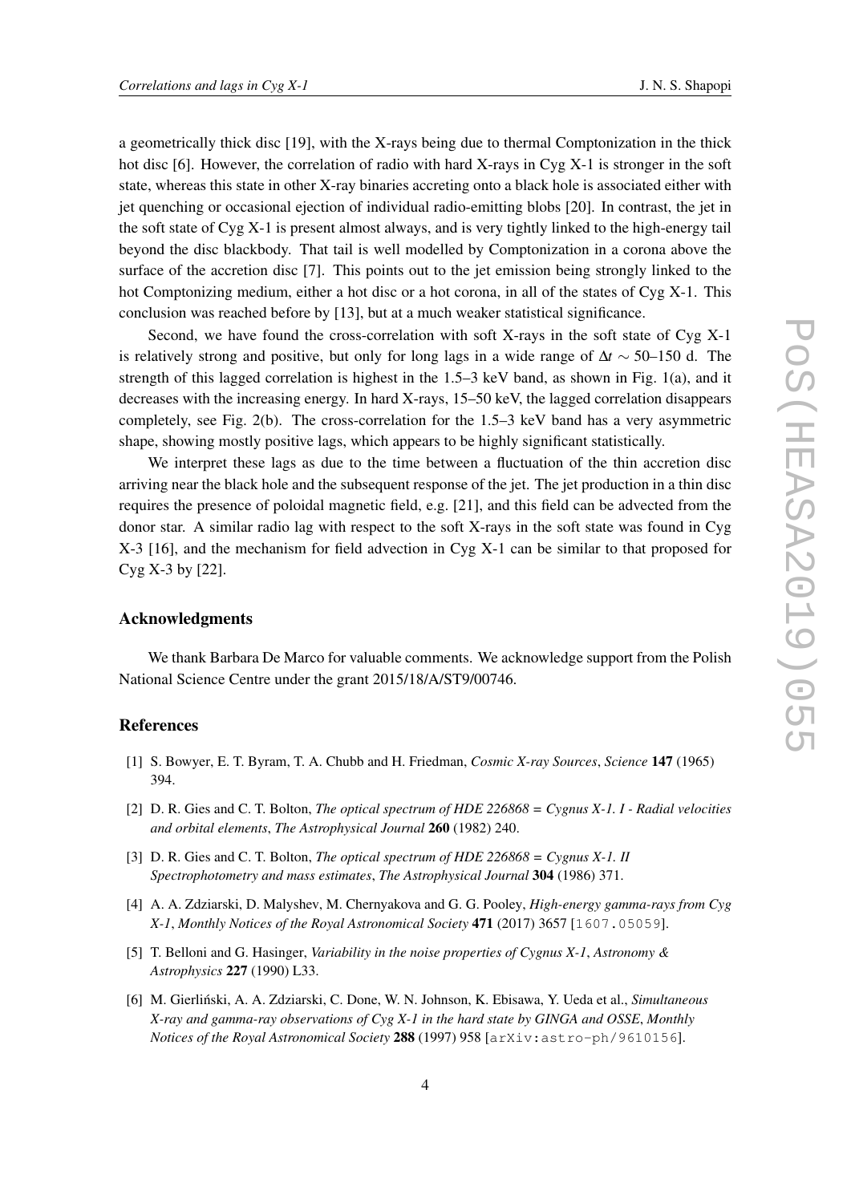a geometrically thick disc [19], with the X-rays being due to thermal Comptonization in the thick hot disc [6]. However, the correlation of radio with hard X-rays in Cyg X-1 is stronger in the soft state, whereas this state in other X-ray binaries accreting onto a black hole is associated either with jet quenching or occasional ejection of individual radio-emitting blobs [20]. In contrast, the jet in the soft state of Cyg X-1 is present almost always, and is very tightly linked to the high-energy tail beyond the disc blackbody. That tail is well modelled by Comptonization in a corona above the surface of the accretion disc [7]. This points out to the jet emission being strongly linked to the hot Comptonizing medium, either a hot disc or a hot corona, in all of the states of Cyg X-1. This conclusion was reached before by [13], but at a much weaker statistical significance.

Second, we have found the cross-correlation with soft X-rays in the soft state of Cyg X-1 is relatively strong and positive, but only for long lags in a wide range of $\Delta t \sim 50$–150 d. The strength of this lagged correlation is highest in the 1.5–3 keV band, as shown in Fig. 1(a), and it decreases with the increasing energy. In hard X-rays, 15–50 keV, the lagged correlation disappears completely, see Fig. 2(b). The cross-correlation for the 1.5–3 keV band has a very asymmetric shape, showing mostly positive lags, which appears to be highly significant statistically.

We interpret these lags as due to the time between a fluctuation of the thin accretion disc arriving near the black hole and the subsequent response of the jet. The jet production in a thin disc requires the presence of poloidal magnetic field, e.g. [21], and this field can be advected from the donor star. A similar radio lag with respect to the soft X-rays in the soft state was found in Cyg X-3 [16], and the mechanism for field advection in Cyg X-1 can be similar to that proposed for Cyg X-3 by [22].

## Acknowledgments

We thank Barbara De Marco for valuable comments. We acknowledge support from the Polish National Science Centre under the grant 2015/18/A/ST9/00746.

## References

[1] S. Bowyer, E. T. Byram, T. A. Chubb and H. Friedman, *Cosmic X-ray Sources*, *Science* **147** (1965) 394.

[2] D. R. Gies and C. T. Bolton, *The optical spectrum of HDE 226868 = Cygnus X-1. I - Radial velocities and orbital elements*, *The Astrophysical Journal* **260** (1982) 240.

[3] D. R. Gies and C. T. Bolton, *The optical spectrum of HDE 226868 = Cygnus X-1. II Spectrophotometry and mass estimates*, *The Astrophysical Journal* **304** (1986) 371.

[4] A. A. Zdziarski, D. Malyshev, M. Chernyakova and G. G. Pooley, *High-energy gamma-rays from Cyg X-1*, *Monthly Notices of the Royal Astronomical Society* **471** (2017) 3657 [1607.05059].

[5] T. Belloni and G. Hasinger, *Variability in the noise properties of Cygnus X-1*, *Astronomy & Astrophysics* **227** (1990) L33.

[6] M. Gierliński, A. A. Zdziarski, C. Done, W. N. Johnson, K. Ebisawa, Y. Ueda et al., *Simultaneous X-ray and gamma-ray observations of Cyg X-1 in the hard state by GINGA and OSSE*, *Monthly Notices of the Royal Astronomical Society* **288** (1997) 958 [arXiv:astro-ph/9610156].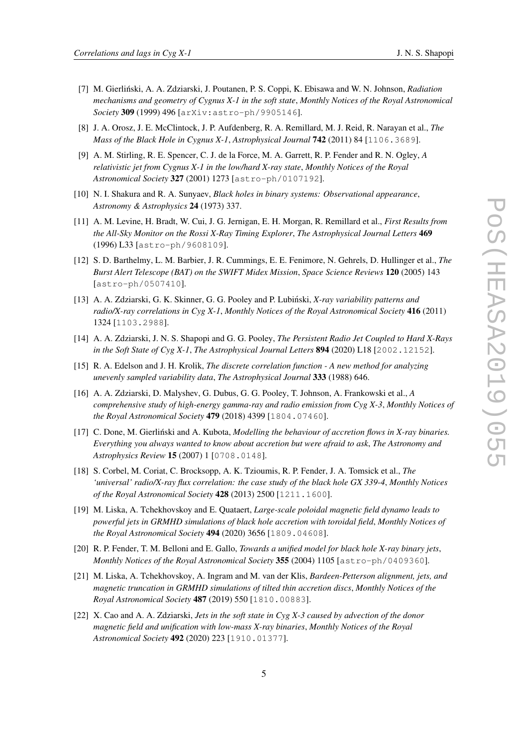[7] M. Gierliński, A. A. Zdziarski, J. Poutanen, P. S. Coppi, K. Ebisawa and W. N. Johnson, *Radiation mechanisms and geometry of Cygnus X-1 in the soft state*, *Monthly Notices of the Royal Astronomical Society* **309** (1999) 496 [arXiv:astro-ph/9905146].

[8] J. A. Orosz, J. E. McClintock, J. P. Aufdenberg, R. A. Remillard, M. J. Reid, R. Narayan et al., *The Mass of the Black Hole in Cygnus X-1*, *Astrophysical Journal* **742** (2011) 84 [1106.3689].

[9] A. M. Stirling, R. E. Spencer, C. J. de la Force, M. A. Garrett, R. P. Fender and R. N. Ogley, *A relativistic jet from Cygnus X-1 in the low/hard X-ray state*, *Monthly Notices of the Royal Astronomical Society* **327** (2001) 1273 [astro-ph/0107192].

[10] N. I. Shakura and R. A. Sunyaev, *Black holes in binary systems: Observational appearance*, *Astronomy & Astrophysics* **24** (1973) 337.

[11] A. M. Levine, H. Bradt, W. Cui, J. G. Jernigan, E. H. Morgan, R. Remillard et al., *First Results from the All-Sky Monitor on the Rossi X-Ray Timing Explorer*, *The Astrophysical Journal Letters* **469** (1996) L33 [astro-ph/9608109].

[12] S. D. Barthelmy, L. M. Barbier, J. R. Cummings, E. E. Fenimore, N. Gehrels, D. Hullinger et al., *The Burst Alert Telescope (BAT) on the SWIFT Midex Mission*, *Space Science Reviews* **120** (2005) 143 [astro-ph/0507410].

[13] A. A. Zdziarski, G. K. Skinner, G. G. Pooley and P. Lubiński, *X-ray variability patterns and radio/X-ray correlations in Cyg X-1*, *Monthly Notices of the Royal Astronomical Society* **416** (2011) 1324 [1103.2988].

[14] A. A. Zdziarski, J. N. S. Shapopi and G. G. Pooley, *The Persistent Radio Jet Coupled to Hard X-Rays in the Soft State of Cyg X-1*, *The Astrophysical Journal Letters* **894** (2020) L18 [2002.12152].

[15] R. A. Edelson and J. H. Krolik, *The discrete correlation function - A new method for analyzing unevenly sampled variability data*, *The Astrophysical Journal* **333** (1988) 646.

[16] A. A. Zdziarski, D. Malyshev, G. Dubus, G. G. Pooley, T. Johnson, A. Frankowski et al., *A comprehensive study of high-energy gamma-ray and radio emission from Cyg X-3*, *Monthly Notices of the Royal Astronomical Society* **479** (2018) 4399 [1804.07460].

[17] C. Done, M. Gierliński and A. Kubota, *Modelling the behaviour of accretion flows in X-ray binaries. Everything you always wanted to know about accretion but were afraid to ask*, *The Astronomy and Astrophysics Review* **15** (2007) 1 [0708.0148].

[18] S. Corbel, M. Coriat, C. Brocksopp, A. K. Tzioumis, R. P. Fender, J. A. Tomsick et al., *The 'universal' radio/X-ray flux correlation: the case study of the black hole GX 339-4*, *Monthly Notices of the Royal Astronomical Society* **428** (2013) 2500 [1211.1600].

[19] M. Liska, A. Tchekhovskoy and E. Quataert, *Large-scale poloidal magnetic field dynamo leads to powerful jets in GRMHD simulations of black hole accretion with toroidal field*, *Monthly Notices of the Royal Astronomical Society* **494** (2020) 3656 [1809.04608].

[20] R. P. Fender, T. M. Belloni and E. Gallo, *Towards a unified model for black hole X-ray binary jets*, *Monthly Notices of the Royal Astronomical Society* **355** (2004) 1105 [astro-ph/0409360].

[21] M. Liska, A. Tchekhovskoy, A. Ingram and M. van der Klis, *Bardeen-Petterson alignment, jets, and magnetic truncation in GRMHD simulations of tilted thin accretion discs*, *Monthly Notices of the Royal Astronomical Society* **487** (2019) 550 [1810.00883].

[22] X. Cao and A. A. Zdziarski, *Jets in the soft state in Cyg X-3 caused by advection of the donor magnetic field and unification with low-mass X-ray binaries*, *Monthly Notices of the Royal Astronomical Society* **492** (2020) 223 [1910.01377].